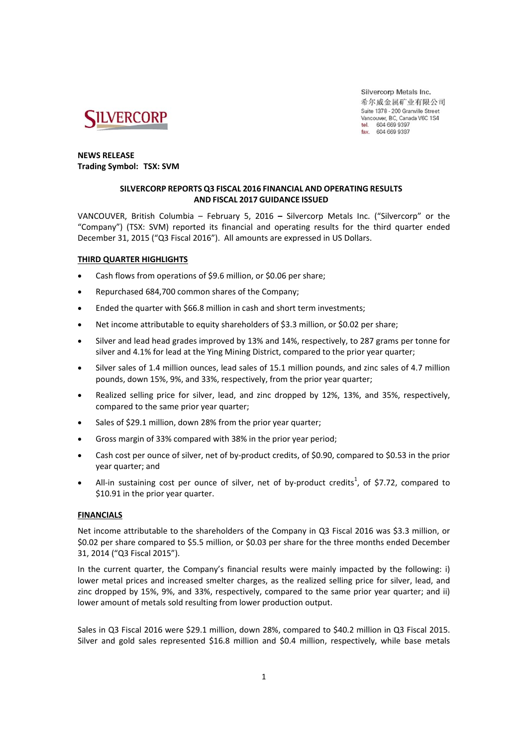Silvercorp Metals Inc.
希尔威金属矿业有限公司
Suite 1378 - 200 Granville Street
Vancouver, BC, Canada V6C 1S4
tel. 604 669 9397
fax. 604 669 9387

**NEWS RELEASE**
**Trading Symbol: TSX: SVM**

## SILVERCORP REPORTS Q3 FISCAL 2016 FINANCIAL AND OPERATING RESULTS AND FISCAL 2017 GUIDANCE ISSUED

VANCOUVER, British Columbia – February 5, 2016 **–** Silvercorp Metals Inc. ("Silvercorp" or the "Company") (TSX: SVM) reported its financial and operating results for the third quarter ended December 31, 2015 ("Q3 Fiscal 2016"). All amounts are expressed in US Dollars.

### THIRD QUARTER HIGHLIGHTS

- Cash flows from operations of $9.6 million, or $0.06 per share;
- Repurchased 684,700 common shares of the Company;
- Ended the quarter with $66.8 million in cash and short term investments;
- Net income attributable to equity shareholders of $3.3 million, or $0.02 per share;
- Silver and lead head grades improved by 13% and 14%, respectively, to 287 grams per tonne for silver and 4.1% for lead at the Ying Mining District, compared to the prior year quarter;
- Silver sales of 1.4 million ounces, lead sales of 15.1 million pounds, and zinc sales of 4.7 million pounds, down 15%, 9%, and 33%, respectively, from the prior year quarter;
- Realized selling price for silver, lead, and zinc dropped by 12%, 13%, and 35%, respectively, compared to the same prior year quarter;
- Sales of $29.1 million, down 28% from the prior year quarter;
- Gross margin of 33% compared with 38% in the prior year period;
- Cash cost per ounce of silver, net of by-product credits, of $0.90, compared to $0.53 in the prior year quarter; and
- All-in sustaining cost per ounce of silver, net of by-product credits[1], of $7.72, compared to $10.91 in the prior year quarter.

### FINANCIALS

Net income attributable to the shareholders of the Company in Q3 Fiscal 2016 was $3.3 million, or $0.02 per share compared to $5.5 million, or $0.03 per share for the three months ended December 31, 2014 ("Q3 Fiscal 2015").

In the current quarter, the Company's financial results were mainly impacted by the following: i) lower metal prices and increased smelter charges, as the realized selling price for silver, lead, and zinc dropped by 15%, 9%, and 33%, respectively, compared to the same prior year quarter; and ii) lower amount of metals sold resulting from lower production output.

Sales in Q3 Fiscal 2016 were $29.1 million, down 28%, compared to $40.2 million in Q3 Fiscal 2015. Silver and gold sales represented $16.8 million and $0.4 million, respectively, while base metals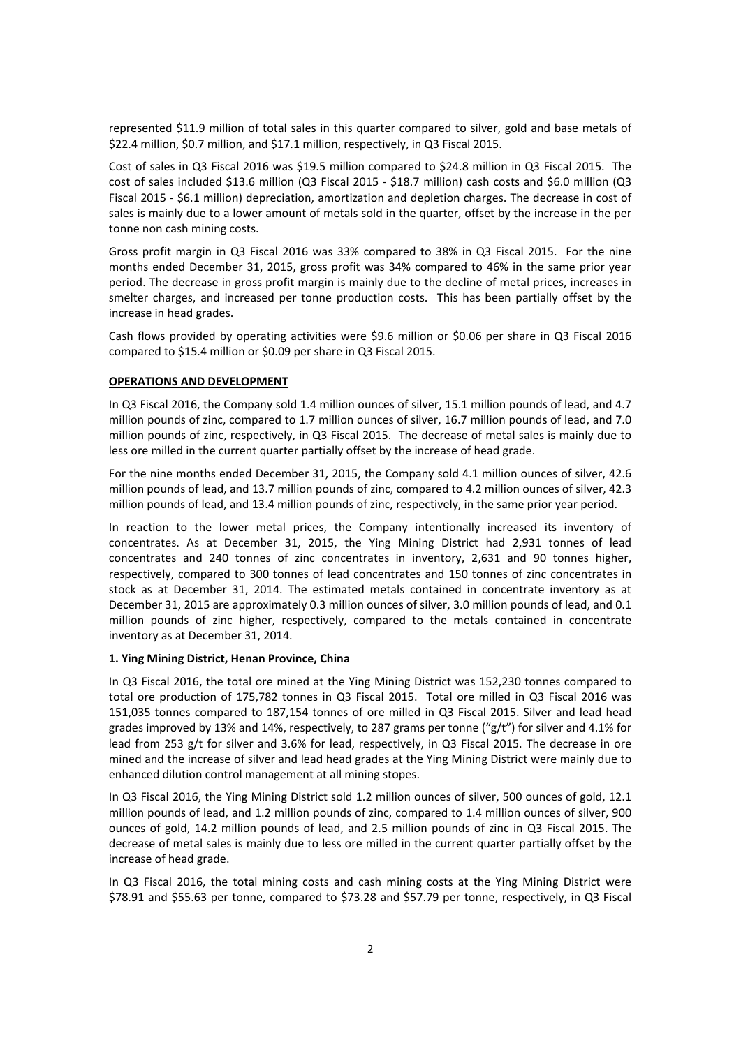represented $11.9 million of total sales in this quarter compared to silver, gold and base metals of $22.4 million, $0.7 million, and $17.1 million, respectively, in Q3 Fiscal 2015.

Cost of sales in Q3 Fiscal 2016 was $19.5 million compared to $24.8 million in Q3 Fiscal 2015. The cost of sales included $13.6 million (Q3 Fiscal 2015 - $18.7 million) cash costs and $6.0 million (Q3 Fiscal 2015 - $6.1 million) depreciation, amortization and depletion charges. The decrease in cost of sales is mainly due to a lower amount of metals sold in the quarter, offset by the increase in the per tonne non cash mining costs.

Gross profit margin in Q3 Fiscal 2016 was 33% compared to 38% in Q3 Fiscal 2015. For the nine months ended December 31, 2015, gross profit was 34% compared to 46% in the same prior year period. The decrease in gross profit margin is mainly due to the decline of metal prices, increases in smelter charges, and increased per tonne production costs. This has been partially offset by the increase in head grades.

Cash flows provided by operating activities were $9.6 million or $0.06 per share in Q3 Fiscal 2016 compared to $15.4 million or $0.09 per share in Q3 Fiscal 2015.

**OPERATIONS AND DEVELOPMENT**

In Q3 Fiscal 2016, the Company sold 1.4 million ounces of silver, 15.1 million pounds of lead, and 4.7 million pounds of zinc, compared to 1.7 million ounces of silver, 16.7 million pounds of lead, and 7.0 million pounds of zinc, respectively, in Q3 Fiscal 2015. The decrease of metal sales is mainly due to less ore milled in the current quarter partially offset by the increase of head grade.

For the nine months ended December 31, 2015, the Company sold 4.1 million ounces of silver, 42.6 million pounds of lead, and 13.7 million pounds of zinc, compared to 4.2 million ounces of silver, 42.3 million pounds of lead, and 13.4 million pounds of zinc, respectively, in the same prior year period.

In reaction to the lower metal prices, the Company intentionally increased its inventory of concentrates. As at December 31, 2015, the Ying Mining District had 2,931 tonnes of lead concentrates and 240 tonnes of zinc concentrates in inventory, 2,631 and 90 tonnes higher, respectively, compared to 300 tonnes of lead concentrates and 150 tonnes of zinc concentrates in stock as at December 31, 2014. The estimated metals contained in concentrate inventory as at December 31, 2015 are approximately 0.3 million ounces of silver, 3.0 million pounds of lead, and 0.1 million pounds of zinc higher, respectively, compared to the metals contained in concentrate inventory as at December 31, 2014.

**1. Ying Mining District, Henan Province, China**

In Q3 Fiscal 2016, the total ore mined at the Ying Mining District was 152,230 tonnes compared to total ore production of 175,782 tonnes in Q3 Fiscal 2015. Total ore milled in Q3 Fiscal 2016 was 151,035 tonnes compared to 187,154 tonnes of ore milled in Q3 Fiscal 2015. Silver and lead head grades improved by 13% and 14%, respectively, to 287 grams per tonne ("g/t") for silver and 4.1% for lead from 253 g/t for silver and 3.6% for lead, respectively, in Q3 Fiscal 2015. The decrease in ore mined and the increase of silver and lead head grades at the Ying Mining District were mainly due to enhanced dilution control management at all mining stopes.

In Q3 Fiscal 2016, the Ying Mining District sold 1.2 million ounces of silver, 500 ounces of gold, 12.1 million pounds of lead, and 1.2 million pounds of zinc, compared to 1.4 million ounces of silver, 900 ounces of gold, 14.2 million pounds of lead, and 2.5 million pounds of zinc in Q3 Fiscal 2015. The decrease of metal sales is mainly due to less ore milled in the current quarter partially offset by the increase of head grade.

In Q3 Fiscal 2016, the total mining costs and cash mining costs at the Ying Mining District were $78.91 and $55.63 per tonne, compared to $73.28 and $57.79 per tonne, respectively, in Q3 Fiscal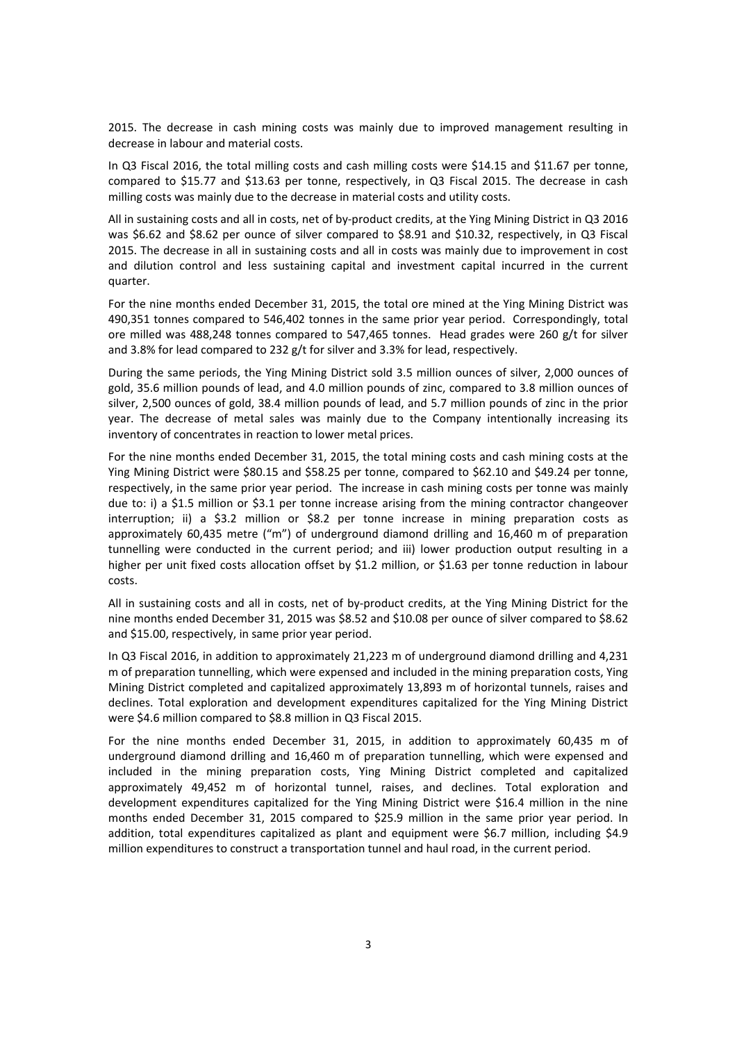2015. The decrease in cash mining costs was mainly due to improved management resulting in decrease in labour and material costs.

In Q3 Fiscal 2016, the total milling costs and cash milling costs were $14.15 and $11.67 per tonne, compared to $15.77 and $13.63 per tonne, respectively, in Q3 Fiscal 2015. The decrease in cash milling costs was mainly due to the decrease in material costs and utility costs.

All in sustaining costs and all in costs, net of by-product credits, at the Ying Mining District in Q3 2016 was $6.62 and $8.62 per ounce of silver compared to $8.91 and $10.32, respectively, in Q3 Fiscal 2015. The decrease in all in sustaining costs and all in costs was mainly due to improvement in cost and dilution control and less sustaining capital and investment capital incurred in the current quarter.

For the nine months ended December 31, 2015, the total ore mined at the Ying Mining District was 490,351 tonnes compared to 546,402 tonnes in the same prior year period. Correspondingly, total ore milled was 488,248 tonnes compared to 547,465 tonnes. Head grades were 260 g/t for silver and 3.8% for lead compared to 232 g/t for silver and 3.3% for lead, respectively.

During the same periods, the Ying Mining District sold 3.5 million ounces of silver, 2,000 ounces of gold, 35.6 million pounds of lead, and 4.0 million pounds of zinc, compared to 3.8 million ounces of silver, 2,500 ounces of gold, 38.4 million pounds of lead, and 5.7 million pounds of zinc in the prior year. The decrease of metal sales was mainly due to the Company intentionally increasing its inventory of concentrates in reaction to lower metal prices.

For the nine months ended December 31, 2015, the total mining costs and cash mining costs at the Ying Mining District were $80.15 and $58.25 per tonne, compared to $62.10 and $49.24 per tonne, respectively, in the same prior year period. The increase in cash mining costs per tonne was mainly due to: i) a $1.5 million or $3.1 per tonne increase arising from the mining contractor changeover interruption; ii) a $3.2 million or $8.2 per tonne increase in mining preparation costs as approximately 60,435 metre ("m") of underground diamond drilling and 16,460 m of preparation tunnelling were conducted in the current period; and iii) lower production output resulting in a higher per unit fixed costs allocation offset by $1.2 million, or $1.63 per tonne reduction in labour costs.

All in sustaining costs and all in costs, net of by-product credits, at the Ying Mining District for the nine months ended December 31, 2015 was $8.52 and $10.08 per ounce of silver compared to $8.62 and $15.00, respectively, in same prior year period.

In Q3 Fiscal 2016, in addition to approximately 21,223 m of underground diamond drilling and 4,231 m of preparation tunnelling, which were expensed and included in the mining preparation costs, Ying Mining District completed and capitalized approximately 13,893 m of horizontal tunnels, raises and declines. Total exploration and development expenditures capitalized for the Ying Mining District were $4.6 million compared to $8.8 million in Q3 Fiscal 2015.

For the nine months ended December 31, 2015, in addition to approximately 60,435 m of underground diamond drilling and 16,460 m of preparation tunnelling, which were expensed and included in the mining preparation costs, Ying Mining District completed and capitalized approximately 49,452 m of horizontal tunnel, raises, and declines. Total exploration and development expenditures capitalized for the Ying Mining District were $16.4 million in the nine months ended December 31, 2015 compared to $25.9 million in the same prior year period. In addition, total expenditures capitalized as plant and equipment were $6.7 million, including $4.9 million expenditures to construct a transportation tunnel and haul road, in the current period.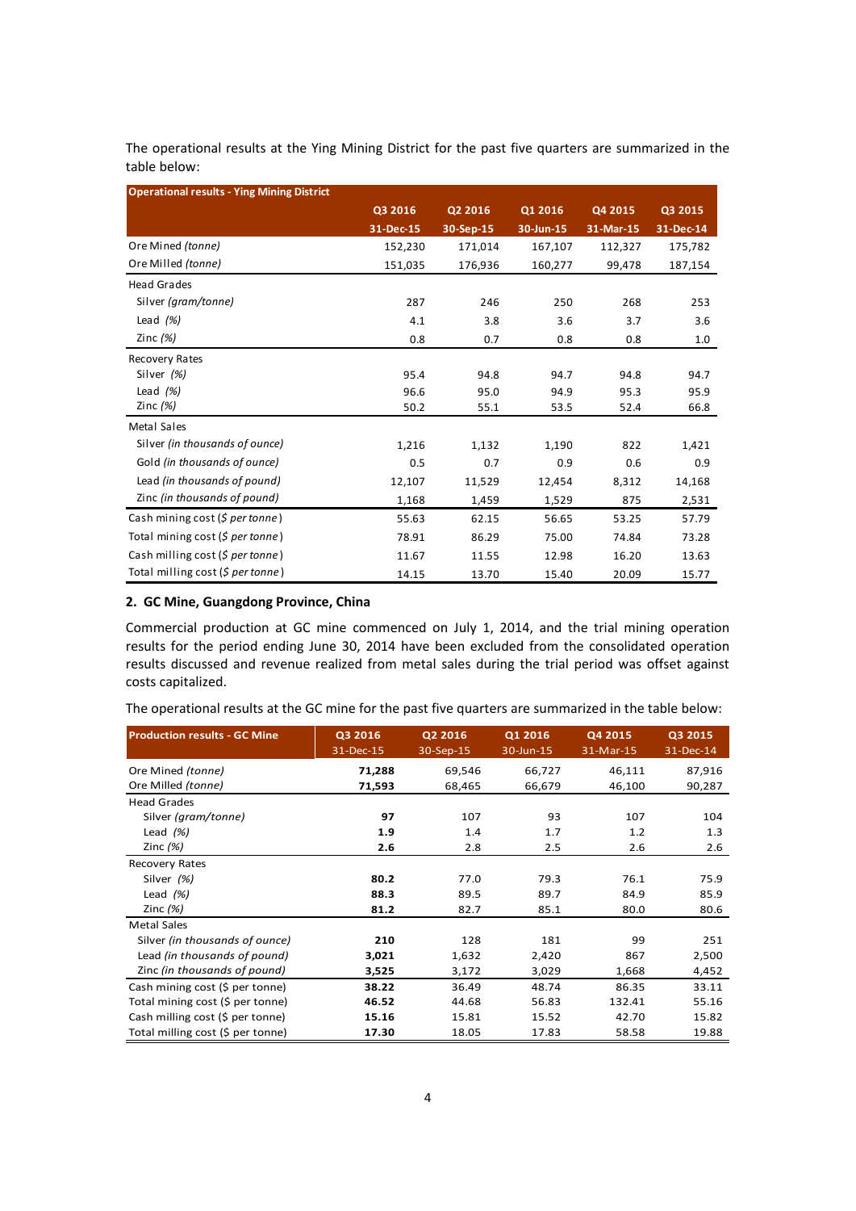The operational results at the Ying Mining District for the past five quarters are summarized in the table below:

| Operational results - Ying Mining District | Q3 2016<br>31-Dec-15 | Q2 2016<br>30-Sep-15 | Q1 2016<br>30-Jun-15 | Q4 2015<br>31-Mar-15 | Q3 2015<br>31-Dec-14 |
|---|---|---|---|---|---|
| Ore Mined *(tonne)* | 152,230 | 171,014 | 167,107 | 112,327 | 175,782 |
| Ore Milled *(tonne)* | 151,035 | 176,936 | 160,277 | 99,478 | 187,154 |
| Head Grades | | | | | |
| Silver *(gram/tonne)* | 287 | 246 | 250 | 268 | 253 |
| Lead *(%)* | 4.1 | 3.8 | 3.6 | 3.7 | 3.6 |
| Zinc *(%)* | 0.8 | 0.7 | 0.8 | 0.8 | 1.0 |
| Recovery Rates | | | | | |
| Silver *(%)* | 95.4 | 94.8 | 94.7 | 94.8 | 94.7 |
| Lead *(%)* | 96.6 | 95.0 | 94.9 | 95.3 | 95.9 |
| Zinc *(%)* | 50.2 | 55.1 | 53.5 | 52.4 | 66.8 |
| Metal Sales | | | | | |
| Silver *(in thousands of ounce)* | 1,216 | 1,132 | 1,190 | 822 | 1,421 |
| Gold *(in thousands of ounce)* | 0.5 | 0.7 | 0.9 | 0.6 | 0.9 |
| Lead *(in thousands of pound)* | 12,107 | 11,529 | 12,454 | 8,312 | 14,168 |
| Zinc *(in thousands of pound)* | 1,168 | 1,459 | 1,529 | 875 | 2,531 |
| Cash mining cost *($ per tonne)* | 55.63 | 62.15 | 56.65 | 53.25 | 57.79 |
| Total mining cost *($ per tonne)* | 78.91 | 86.29 | 75.00 | 74.84 | 73.28 |
| Cash milling cost *($ per tonne)* | 11.67 | 11.55 | 12.98 | 16.20 | 13.63 |
| Total milling cost *($ per tonne)* | 14.15 | 13.70 | 15.40 | 20.09 | 15.77 |

## 2. GC Mine, Guangdong Province, China

Commercial production at GC mine commenced on July 1, 2014, and the trial mining operation results for the period ending June 30, 2014 have been excluded from the consolidated operation results discussed and revenue realized from metal sales during the trial period was offset against costs capitalized.

The operational results at the GC mine for the past five quarters are summarized in the table below:

| Production results - GC Mine | Q3 2016<br>31-Dec-15 | Q2 2016<br>30-Sep-15 | Q1 2016<br>30-Jun-15 | Q4 2015<br>31-Mar-15 | Q3 2015<br>31-Dec-14 |
|---|---|---|---|---|---|
| Ore Mined *(tonne)* | **71,288** | 69,546 | 66,727 | 46,111 | 87,916 |
| Ore Milled *(tonne)* | **71,593** | 68,465 | 66,679 | 46,100 | 90,287 |
| Head Grades | | | | | |
| Silver *(gram/tonne)* | **97** | 107 | 93 | 107 | 104 |
| Lead *(%)* | **1.9** | 1.4 | 1.7 | 1.2 | 1.3 |
| Zinc *(%)* | **2.6** | 2.8 | 2.5 | 2.6 | 2.6 |
| Recovery Rates | | | | | |
| Silver *(%)* | **80.2** | 77.0 | 79.3 | 76.1 | 75.9 |
| Lead *(%)* | **88.3** | 89.5 | 89.7 | 84.9 | 85.9 |
| Zinc *(%)* | **81.2** | 82.7 | 85.1 | 80.0 | 80.6 |
| Metal Sales | | | | | |
| Silver *(in thousands of ounce)* | **210** | 128 | 181 | 99 | 251 |
| Lead *(in thousands of pound)* | **3,021** | 1,632 | 2,420 | 867 | 2,500 |
| Zinc *(in thousands of pound)* | **3,525** | 3,172 | 3,029 | 1,668 | 4,452 |
| Cash mining cost ($ per tonne) | **38.22** | 36.49 | 48.74 | 86.35 | 33.11 |
| Total mining cost ($ per tonne) | **46.52** | 44.68 | 56.83 | 132.41 | 55.16 |
| Cash milling cost ($ per tonne) | **15.16** | 15.81 | 15.52 | 42.70 | 15.82 |
| Total milling cost ($ per tonne) | **17.30** | 18.05 | 17.83 | 58.58 | 19.88 |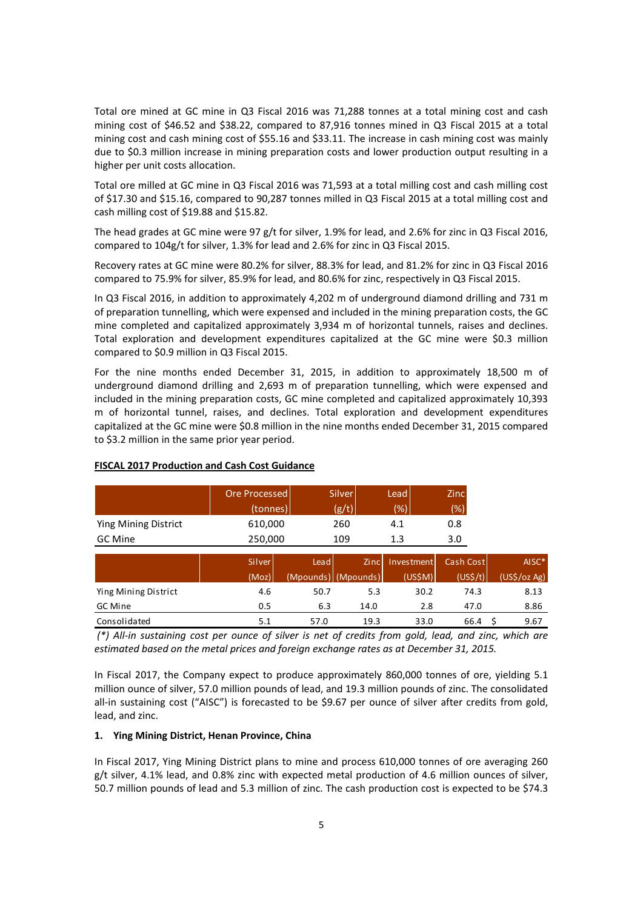Total ore mined at GC mine in Q3 Fiscal 2016 was 71,288 tonnes at a total mining cost and cash mining cost of $46.52 and $38.22, compared to 87,916 tonnes mined in Q3 Fiscal 2015 at a total mining cost and cash mining cost of $55.16 and $33.11. The increase in cash mining cost was mainly due to $0.3 million increase in mining preparation costs and lower production output resulting in a higher per unit costs allocation.

Total ore milled at GC mine in Q3 Fiscal 2016 was 71,593 at a total milling cost and cash milling cost of $17.30 and $15.16, compared to 90,287 tonnes milled in Q3 Fiscal 2015 at a total milling cost and cash milling cost of $19.88 and $15.82.

The head grades at GC mine were 97 g/t for silver, 1.9% for lead, and 2.6% for zinc in Q3 Fiscal 2016, compared to 104g/t for silver, 1.3% for lead and 2.6% for zinc in Q3 Fiscal 2015.

Recovery rates at GC mine were 80.2% for silver, 88.3% for lead, and 81.2% for zinc in Q3 Fiscal 2016 compared to 75.9% for silver, 85.9% for lead, and 80.6% for zinc, respectively in Q3 Fiscal 2015.

In Q3 Fiscal 2016, in addition to approximately 4,202 m of underground diamond drilling and 731 m of preparation tunnelling, which were expensed and included in the mining preparation costs, the GC mine completed and capitalized approximately 3,934 m of horizontal tunnels, raises and declines. Total exploration and development expenditures capitalized at the GC mine were $0.3 million compared to $0.9 million in Q3 Fiscal 2015.

For the nine months ended December 31, 2015, in addition to approximately 18,500 m of underground diamond drilling and 2,693 m of preparation tunnelling, which were expensed and included in the mining preparation costs, GC mine completed and capitalized approximately 10,393 m of horizontal tunnel, raises, and declines. Total exploration and development expenditures capitalized at the GC mine were $0.8 million in the nine months ended December 31, 2015 compared to $3.2 million in the same prior year period.

**FISCAL 2017 Production and Cash Cost Guidance**

| | Ore Processed (tonnes) | Silver (g/t) | Lead (%) | Zinc (%) |
|---|---|---|---|---|
| Ying Mining District | 610,000 | 260 | 4.1 | 0.8 |
| GC Mine | 250,000 | 109 | 1.3 | 3.0 |

| | Silver (Moz) | Lead (Mpounds) | Zinc (Mpounds) | Investment (US$M) | Cash Cost (US$/t) | AISC* (US$/oz Ag) |
|---|---|---|---|---|---|---|
| Ying Mining District | 4.6 | 50.7 | 5.3 | 30.2 | 74.3 | 8.13 |
| GC Mine | 0.5 | 6.3 | 14.0 | 2.8 | 47.0 | 8.86 |
| Consolidated | 5.1 | 57.0 | 19.3 | 33.0 | 66.4 | $ 9.67 |

*(\*) All-in sustaining cost per ounce of silver is net of credits from gold, lead, and zinc, which are estimated based on the metal prices and foreign exchange rates as at December 31, 2015.*

In Fiscal 2017, the Company expect to produce approximately 860,000 tonnes of ore, yielding 5.1 million ounce of silver, 57.0 million pounds of lead, and 19.3 million pounds of zinc. The consolidated all-in sustaining cost ("AISC") is forecasted to be $9.67 per ounce of silver after credits from gold, lead, and zinc.

**1. Ying Mining District, Henan Province, China**

In Fiscal 2017, Ying Mining District plans to mine and process 610,000 tonnes of ore averaging 260 g/t silver, 4.1% lead, and 0.8% zinc with expected metal production of 4.6 million ounces of silver, 50.7 million pounds of lead and 5.3 million of zinc. The cash production cost is expected to be $74.3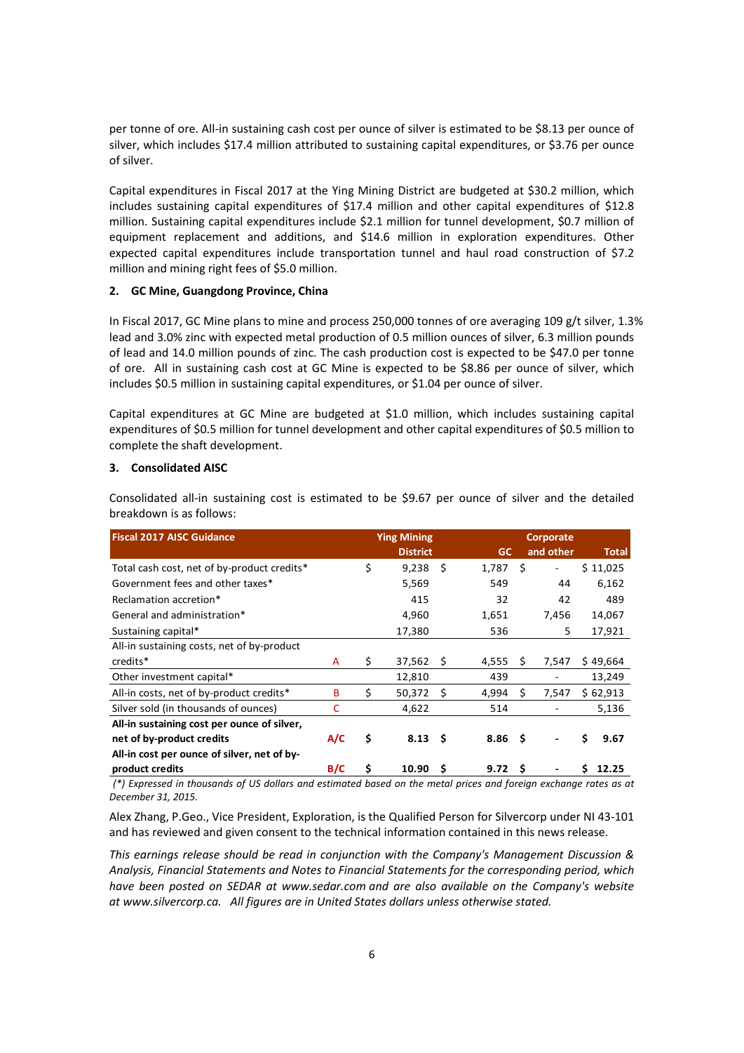per tonne of ore. All-in sustaining cash cost per ounce of silver is estimated to be $8.13 per ounce of silver, which includes $17.4 million attributed to sustaining capital expenditures, or $3.76 per ounce of silver.

Capital expenditures in Fiscal 2017 at the Ying Mining District are budgeted at $30.2 million, which includes sustaining capital expenditures of $17.4 million and other capital expenditures of $12.8 million. Sustaining capital expenditures include $2.1 million for tunnel development, $0.7 million of equipment replacement and additions, and $14.6 million in exploration expenditures. Other expected capital expenditures include transportation tunnel and haul road construction of $7.2 million and mining right fees of $5.0 million.

**2. GC Mine, Guangdong Province, China**

In Fiscal 2017, GC Mine plans to mine and process 250,000 tonnes of ore averaging 109 g/t silver, 1.3% lead and 3.0% zinc with expected metal production of 0.5 million ounces of silver, 6.3 million pounds of lead and 14.0 million pounds of zinc. The cash production cost is expected to be $47.0 per tonne of ore. All in sustaining cash cost at GC Mine is expected to be $8.86 per ounce of silver, which includes $0.5 million in sustaining capital expenditures, or $1.04 per ounce of silver.

Capital expenditures at GC Mine are budgeted at $1.0 million, which includes sustaining capital expenditures of $0.5 million for tunnel development and other capital expenditures of $0.5 million to complete the shaft development.

**3. Consolidated AISC**

Consolidated all-in sustaining cost is estimated to be $9.67 per ounce of silver and the detailed breakdown is as follows:

| Fiscal 2017 AISC Guidance | | Ying Mining District | GC | Corporate and other | Total |
|---|---|---|---|---|---|
| Total cash cost, net of by-product credits* | | $ 9,238 | $ 1,787 | $ - | $ 11,025 |
| Government fees and other taxes* | | 5,569 | 549 | 44 | 6,162 |
| Reclamation accretion* | | 415 | 32 | 42 | 489 |
| General and administration* | | 4,960 | 1,651 | 7,456 | 14,067 |
| Sustaining capital* | | 17,380 | 536 | 5 | 17,921 |
| All-in sustaining costs, net of by-product credits* | A | $ 37,562 | $ 4,555 | $ 7,547 | $ 49,664 |
| Other investment capital* | | 12,810 | 439 | - | 13,249 |
| All-in costs, net of by-product credits* | B | $ 50,372 | $ 4,994 | $ 7,547 | $ 62,913 |
| Silver sold (in thousands of ounces) | C | 4,622 | 514 | - | 5,136 |
| **All-in sustaining cost per ounce of silver, net of by-product credits** | **A/C** | **$ 8.13** | **$ 8.86** | **$ -** | **$ 9.67** |
| **All-in cost per ounce of silver, net of by-product credits** | **B/C** | **$ 10.90** | **$ 9.72** | **$ -** | **$ 12.25** |

*(\*) Expressed in thousands of US dollars and estimated based on the metal prices and foreign exchange rates as at December 31, 2015.*

Alex Zhang, P.Geo., Vice President, Exploration, is the Qualified Person for Silvercorp under NI 43-101 and has reviewed and given consent to the technical information contained in this news release.

*This earnings release should be read in conjunction with the Company's Management Discussion & Analysis, Financial Statements and Notes to Financial Statements for the corresponding period, which have been posted on SEDAR at www.sedar.com and are also available on the Company's website at www.silvercorp.ca. All figures are in United States dollars unless otherwise stated.*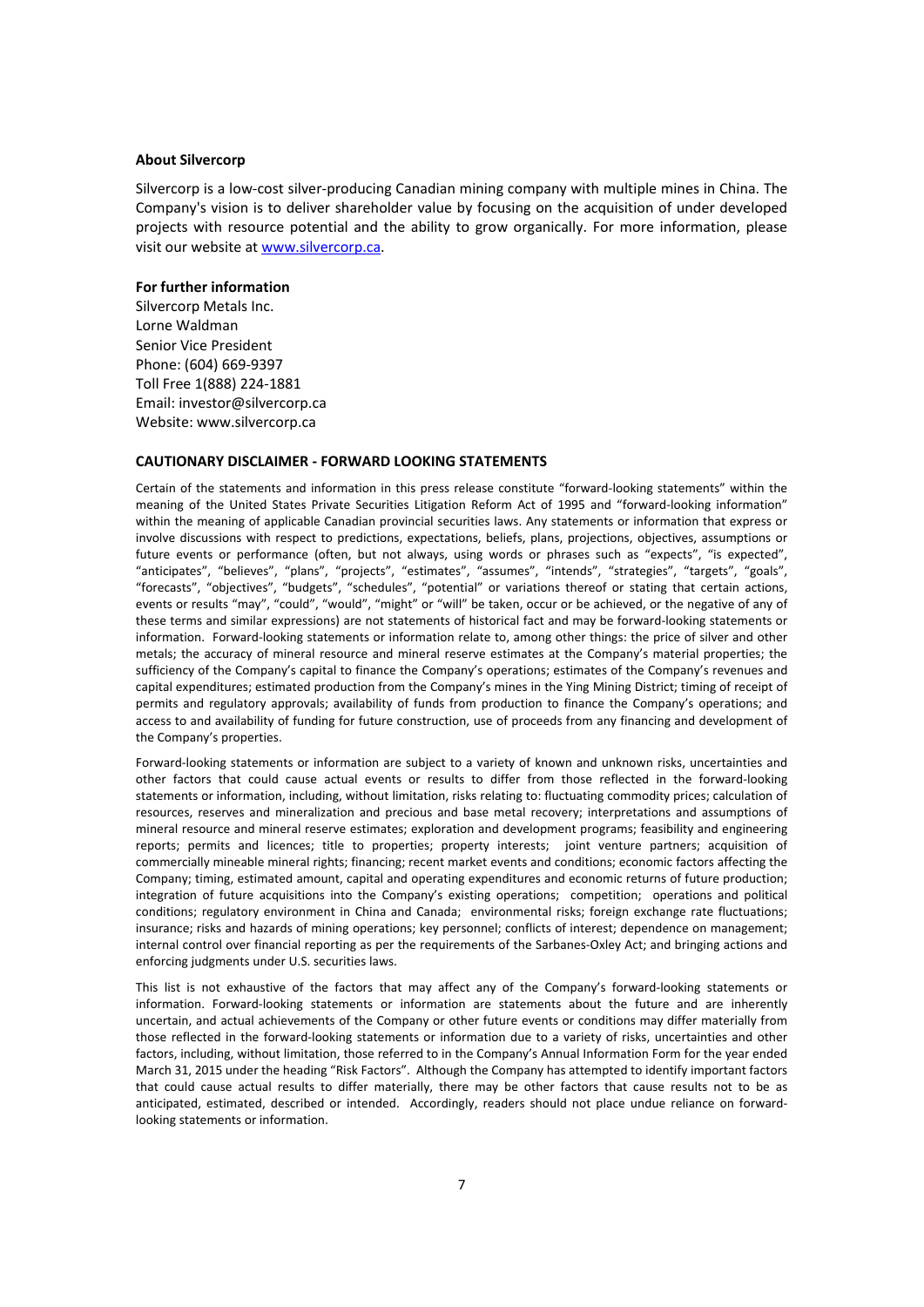**About Silvercorp**

Silvercorp is a low-cost silver-producing Canadian mining company with multiple mines in China. The Company's vision is to deliver shareholder value by focusing on the acquisition of under developed projects with resource potential and the ability to grow organically. For more information, please visit our website at [www.silvercorp.ca](http://www.silvercorp.ca).

**For further information**

Silvercorp Metals Inc.
Lorne Waldman
Senior Vice President
Phone: (604) 669-9397
Toll Free 1(888) 224-1881
Email: investor@silvercorp.ca
Website: www.silvercorp.ca

**CAUTIONARY DISCLAIMER - FORWARD LOOKING STATEMENTS**

Certain of the statements and information in this press release constitute "forward-looking statements" within the meaning of the United States Private Securities Litigation Reform Act of 1995 and "forward-looking information" within the meaning of applicable Canadian provincial securities laws. Any statements or information that express or involve discussions with respect to predictions, expectations, beliefs, plans, projections, objectives, assumptions or future events or performance (often, but not always, using words or phrases such as "expects", "is expected", "anticipates", "believes", "plans", "projects", "estimates", "assumes", "intends", "strategies", "targets", "goals", "forecasts", "objectives", "budgets", "schedules", "potential" or variations thereof or stating that certain actions, events or results "may", "could", "would", "might" or "will" be taken, occur or be achieved, or the negative of any of these terms and similar expressions) are not statements of historical fact and may be forward-looking statements or information. Forward-looking statements or information relate to, among other things: the price of silver and other metals; the accuracy of mineral resource and mineral reserve estimates at the Company's material properties; the sufficiency of the Company's capital to finance the Company's operations; estimates of the Company's revenues and capital expenditures; estimated production from the Company's mines in the Ying Mining District; timing of receipt of permits and regulatory approvals; availability of funds from production to finance the Company's operations; and access to and availability of funding for future construction, use of proceeds from any financing and development of the Company's properties.

Forward-looking statements or information are subject to a variety of known and unknown risks, uncertainties and other factors that could cause actual events or results to differ from those reflected in the forward-looking statements or information, including, without limitation, risks relating to: fluctuating commodity prices; calculation of resources, reserves and mineralization and precious and base metal recovery; interpretations and assumptions of mineral resource and mineral reserve estimates; exploration and development programs; feasibility and engineering reports; permits and licences; title to properties; property interests; joint venture partners; acquisition of commercially mineable mineral rights; financing; recent market events and conditions; economic factors affecting the Company; timing, estimated amount, capital and operating expenditures and economic returns of future production; integration of future acquisitions into the Company's existing operations; competition; operations and political conditions; regulatory environment in China and Canada; environmental risks; foreign exchange rate fluctuations; insurance; risks and hazards of mining operations; key personnel; conflicts of interest; dependence on management; internal control over financial reporting as per the requirements of the Sarbanes-Oxley Act; and bringing actions and enforcing judgments under U.S. securities laws.

This list is not exhaustive of the factors that may affect any of the Company's forward-looking statements or information. Forward-looking statements or information are statements about the future and are inherently uncertain, and actual achievements of the Company or other future events or conditions may differ materially from those reflected in the forward-looking statements or information due to a variety of risks, uncertainties and other factors, including, without limitation, those referred to in the Company's Annual Information Form for the year ended March 31, 2015 under the heading "Risk Factors". Although the Company has attempted to identify important factors that could cause actual results to differ materially, there may be other factors that cause results not to be as anticipated, estimated, described or intended. Accordingly, readers should not place undue reliance on forward-looking statements or information.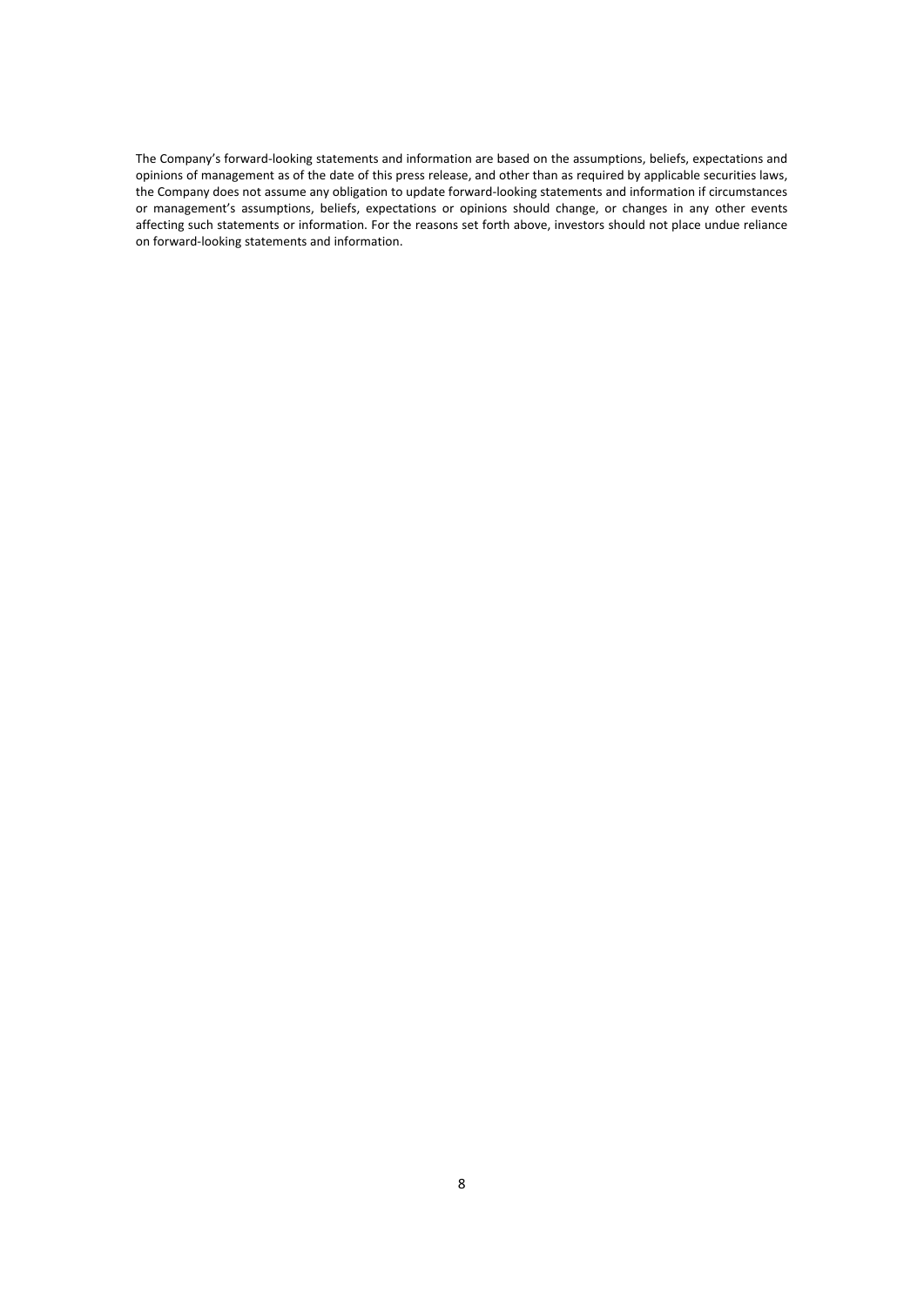The Company's forward-looking statements and information are based on the assumptions, beliefs, expectations and opinions of management as of the date of this press release, and other than as required by applicable securities laws, the Company does not assume any obligation to update forward-looking statements and information if circumstances or management's assumptions, beliefs, expectations or opinions should change, or changes in any other events affecting such statements or information. For the reasons set forth above, investors should not place undue reliance on forward-looking statements and information.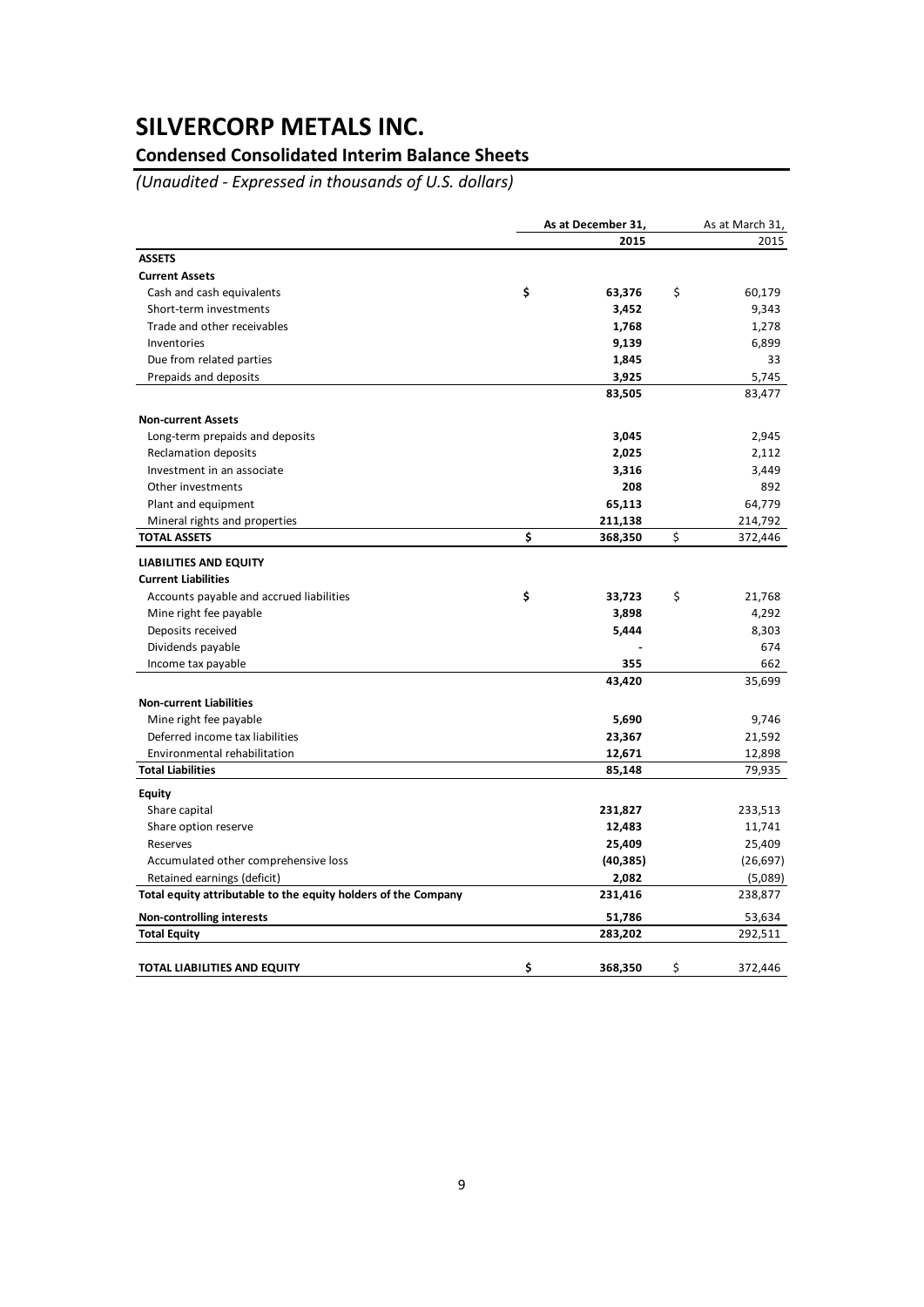# SILVERCORP METALS INC.

## Condensed Consolidated Interim Balance Sheets

*(Unaudited - Expressed in thousands of U.S. dollars)*

| | As at December 31, 2015 | As at March 31, 2015 |
|---|---|---|
| **ASSETS** | | |
| **Current Assets** | | |
| Cash and cash equivalents | **$ 63,376** | $ 60,179 |
| Short-term investments | **3,452** | 9,343 |
| Trade and other receivables | **1,768** | 1,278 |
| Inventories | **9,139** | 6,899 |
| Due from related parties | **1,845** | 33 |
| Prepaids and deposits | **3,925** | 5,745 |
| | **83,505** | 83,477 |
| **Non-current Assets** | | |
| Long-term prepaids and deposits | **3,045** | 2,945 |
| Reclamation deposits | **2,025** | 2,112 |
| Investment in an associate | **3,316** | 3,449 |
| Other investments | **208** | 892 |
| Plant and equipment | **65,113** | 64,779 |
| Mineral rights and properties | **211,138** | 214,792 |
| **TOTAL ASSETS** | **$ 368,350** | $ 372,446 |
| **LIABILITIES AND EQUITY** | | |
| **Current Liabilities** | | |
| Accounts payable and accrued liabilities | **$ 33,723** | $ 21,768 |
| Mine right fee payable | **3,898** | 4,292 |
| Deposits received | **5,444** | 8,303 |
| Dividends payable | **-** | 674 |
| Income tax payable | **355** | 662 |
| | **43,420** | 35,699 |
| **Non-current Liabilities** | | |
| Mine right fee payable | **5,690** | 9,746 |
| Deferred income tax liabilities | **23,367** | 21,592 |
| Environmental rehabilitation | **12,671** | 12,898 |
| **Total Liabilities** | **85,148** | 79,935 |
| **Equity** | | |
| Share capital | **231,827** | 233,513 |
| Share option reserve | **12,483** | 11,741 |
| Reserves | **25,409** | 25,409 |
| Accumulated other comprehensive loss | **(40,385)** | (26,697) |
| Retained earnings (deficit) | **2,082** | (5,089) |
| **Total equity attributable to the equity holders of the Company** | **231,416** | 238,877 |
| **Non-controlling interests** | **51,786** | 53,634 |
| **Total Equity** | **283,202** | 292,511 |
| **TOTAL LIABILITIES AND EQUITY** | **$ 368,350** | $ 372,446 |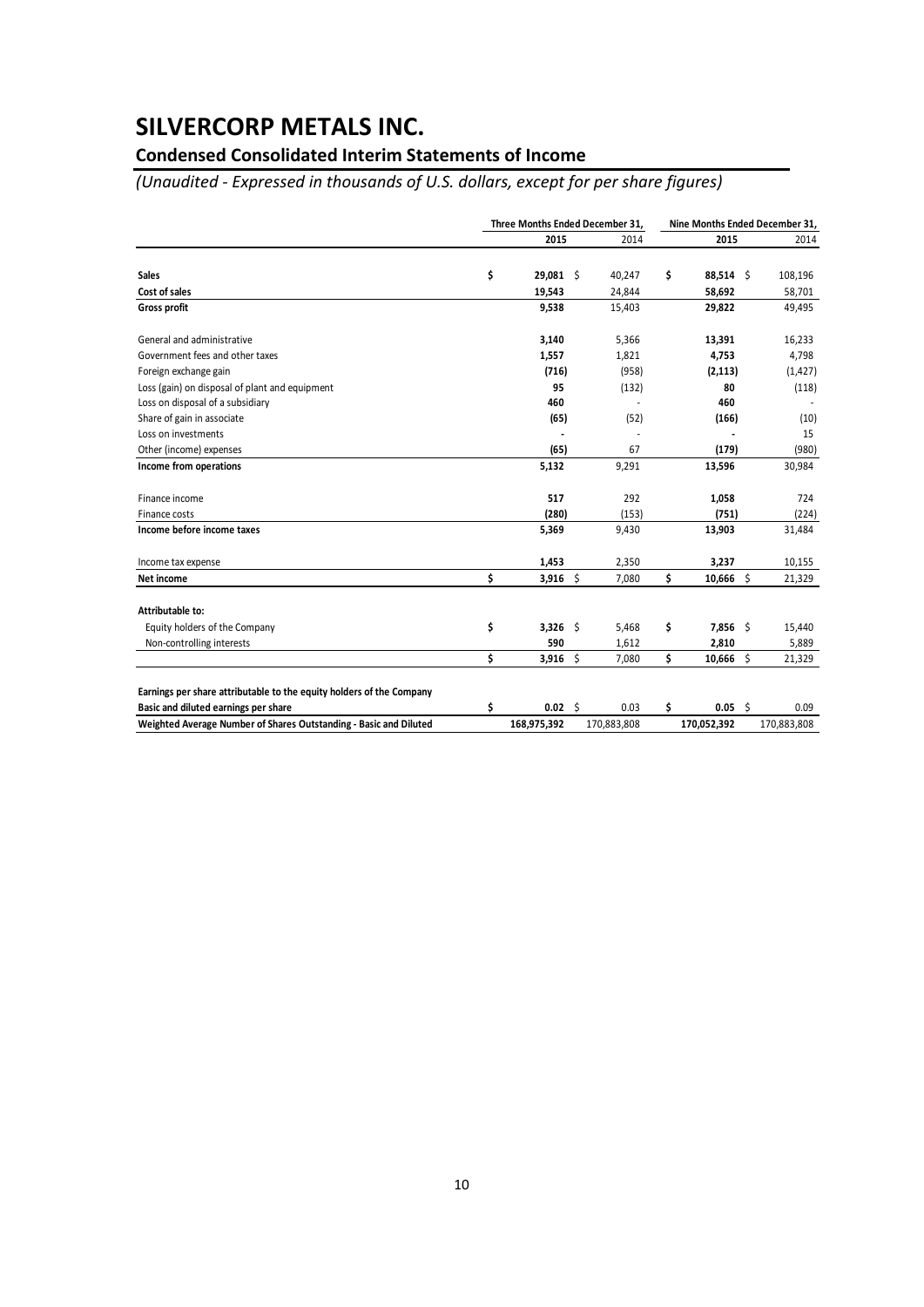# SILVERCORP METALS INC.

## Condensed Consolidated Interim Statements of Income

*(Unaudited - Expressed in thousands of U.S. dollars, except for per share figures)*

| | Three Months Ended December 31, | | Nine Months Ended December 31, | |
|---|---|---|---|---|
| | **2015** | 2014 | **2015** | 2014 |
| **Sales** | **$ 29,081** | $ 40,247 | **$ 88,514** | $ 108,196 |
| **Cost of sales** | **19,543** | 24,844 | **58,692** | 58,701 |
| **Gross profit** | **9,538** | 15,403 | **29,822** | 49,495 |
| General and administrative | **3,140** | 5,366 | **13,391** | 16,233 |
| Government fees and other taxes | **1,557** | 1,821 | **4,753** | 4,798 |
| Foreign exchange gain | **(716)** | (958) | **(2,113)** | (1,427) |
| Loss (gain) on disposal of plant and equipment | **95** | (132) | **80** | (118) |
| Loss on disposal of a subsidiary | **460** | - | **460** | - |
| Share of gain in associate | **(65)** | (52) | **(166)** | (10) |
| Loss on investments | **-** | - | **-** | 15 |
| Other (income) expenses | **(65)** | 67 | **(179)** | (980) |
| **Income from operations** | **5,132** | 9,291 | **13,596** | 30,984 |
| Finance income | **517** | 292 | **1,058** | 724 |
| Finance costs | **(280)** | (153) | **(751)** | (224) |
| **Income before income taxes** | **5,369** | 9,430 | **13,903** | 31,484 |
| Income tax expense | **1,453** | 2,350 | **3,237** | 10,155 |
| **Net income** | **$ 3,916** | $ 7,080 | **$ 10,666** | $ 21,329 |
| **Attributable to:** | | | | |
| Equity holders of the Company | **$ 3,326** | $ 5,468 | **$ 7,856** | $ 15,440 |
| Non-controlling interests | **590** | 1,612 | **2,810** | 5,889 |
| | **$ 3,916** | $ 7,080 | **$ 10,666** | $ 21,329 |
| **Earnings per share attributable to the equity holders of the Company** | | | | |
| **Basic and diluted earnings per share** | **$ 0.02** | $ 0.03 | **$ 0.05** | $ 0.09 |
| **Weighted Average Number of Shares Outstanding - Basic and Diluted** | **168,975,392** | 170,883,808 | **170,052,392** | 170,883,808 |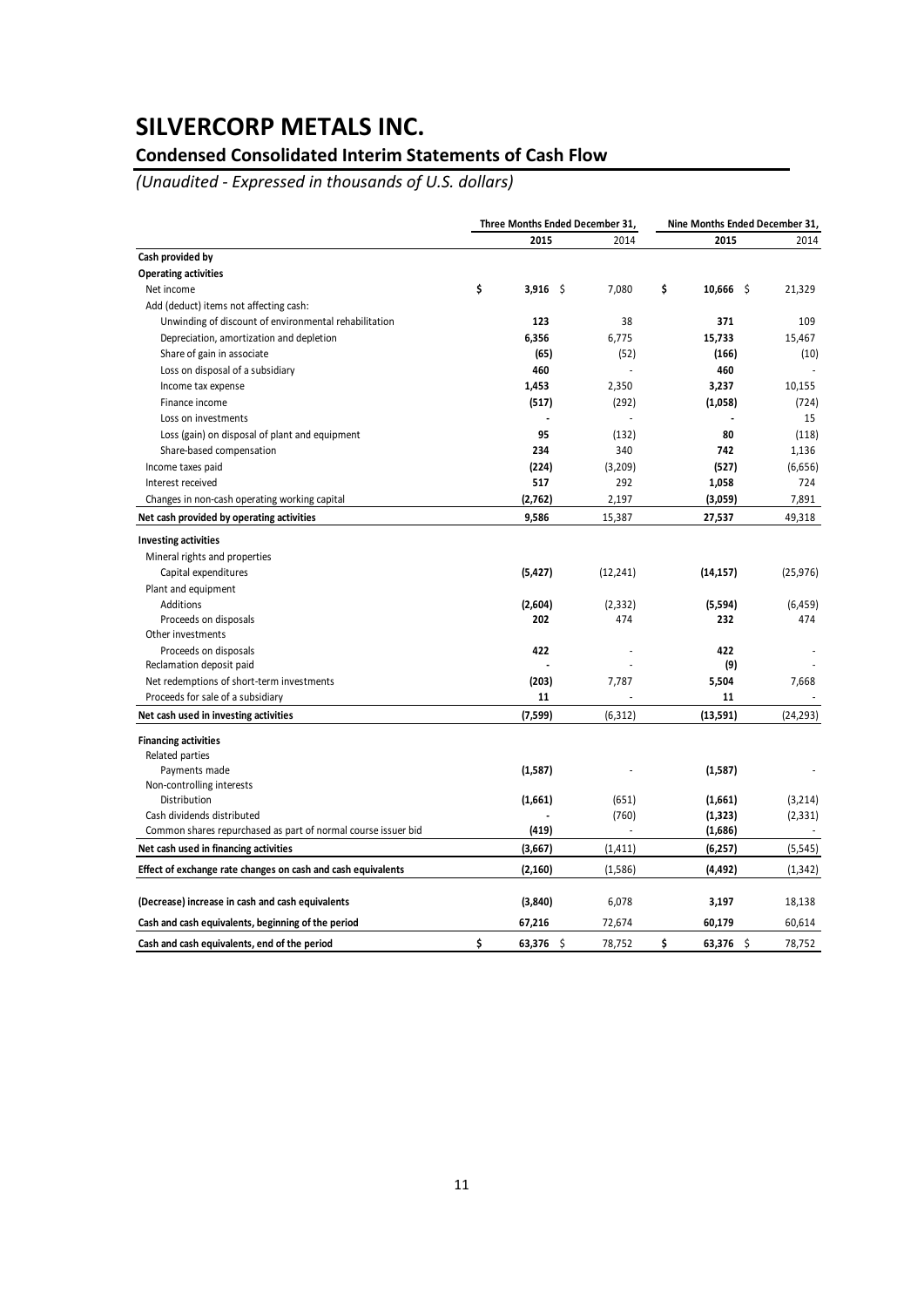# SILVERCORP METALS INC.

## Condensed Consolidated Interim Statements of Cash Flow

*(Unaudited - Expressed in thousands of U.S. dollars)*

| | Three Months Ended December 31, | | Nine Months Ended December 31, | |
|---|---|---|---|---|
| | **2015** | 2014 | **2015** | 2014 |
| **Cash provided by** | | | | |
| **Operating activities** | | | | |
| Net income | **$ 3,916** | $ 7,080 | **$ 10,666** | $ 21,329 |
| Add (deduct) items not affecting cash: | | | | |
| Unwinding of discount of environmental rehabilitation | **123** | 38 | **371** | 109 |
| Depreciation, amortization and depletion | **6,356** | 6,775 | **15,733** | 15,467 |
| Share of gain in associate | **(65)** | (52) | **(166)** | (10) |
| Loss on disposal of a subsidiary | **460** | - | **460** | - |
| Income tax expense | **1,453** | 2,350 | **3,237** | 10,155 |
| Finance income | **(517)** | (292) | **(1,058)** | (724) |
| Loss on investments | **-** | - | **-** | 15 |
| Loss (gain) on disposal of plant and equipment | **95** | (132) | **80** | (118) |
| Share-based compensation | **234** | 340 | **742** | 1,136 |
| Income taxes paid | **(224)** | (3,209) | **(527)** | (6,656) |
| Interest received | **517** | 292 | **1,058** | 724 |
| Changes in non-cash operating working capital | **(2,762)** | 2,197 | **(3,059)** | 7,891 |
| **Net cash provided by operating activities** | **9,586** | 15,387 | **27,537** | 49,318 |
| **Investing activities** | | | | |
| Mineral rights and properties | | | | |
| Capital expenditures | **(5,427)** | (12,241) | **(14,157)** | (25,976) |
| Plant and equipment | | | | |
| Additions | **(2,604)** | (2,332) | **(5,594)** | (6,459) |
| Proceeds on disposals | **202** | 474 | **232** | 474 |
| Other investments | | | | |
| Proceeds on disposals | **422** | - | **422** | - |
| Reclamation deposit paid | **-** | - | **(9)** | - |
| Net redemptions of short-term investments | **(203)** | 7,787 | **5,504** | 7,668 |
| Proceeds for sale of a subsidiary | **11** | - | **11** | - |
| **Net cash used in investing activities** | **(7,599)** | (6,312) | **(13,591)** | (24,293) |
| **Financing activities** | | | | |
| Related parties | | | | |
| Payments made | **(1,587)** | - | **(1,587)** | - |
| Non-controlling interests | | | | |
| Distribution | **(1,661)** | (651) | **(1,661)** | (3,214) |
| Cash dividends distributed | **-** | (760) | **(1,323)** | (2,331) |
| Common shares repurchased as part of normal course issuer bid | **(419)** | - | **(1,686)** | - |
| **Net cash used in financing activities** | **(3,667)** | (1,411) | **(6,257)** | (5,545) |
| **Effect of exchange rate changes on cash and cash equivalents** | **(2,160)** | (1,586) | **(4,492)** | (1,342) |
| **(Decrease) increase in cash and cash equivalents** | **(3,840)** | 6,078 | **3,197** | 18,138 |
| **Cash and cash equivalents, beginning of the period** | **67,216** | 72,674 | **60,179** | 60,614 |
| **Cash and cash equivalents, end of the period** | **$ 63,376** | $ 78,752 | **$ 63,376** | $ 78,752 |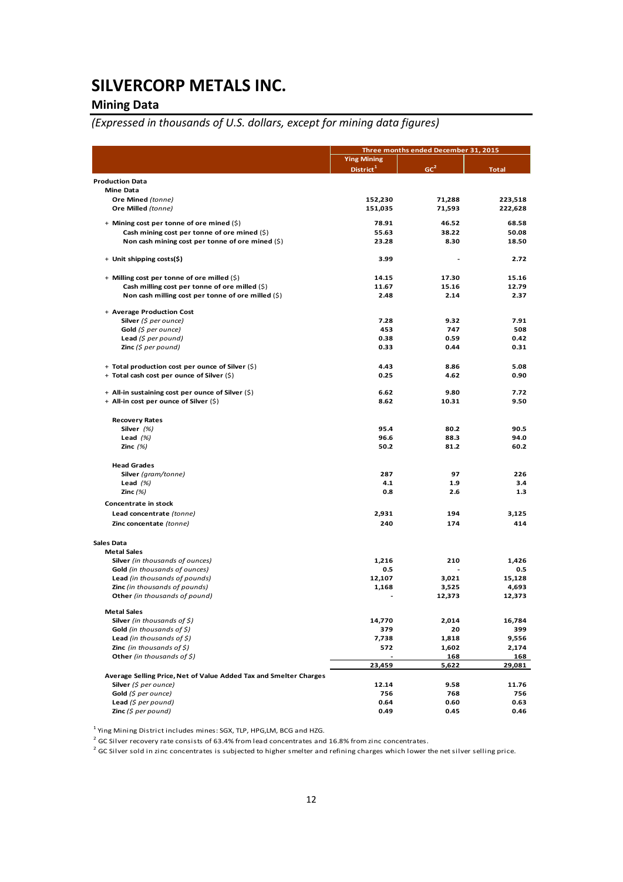# SILVERCORP METALS INC.

## Mining Data

*(Expressed in thousands of U.S. dollars, except for mining data figures)*

| | Three months ended December 31, 2015 | | |
|---|---|---|---|
| | Ying Mining District[1] | GC[2] | Total |
| **Production Data** | | | |
| **Mine Data** | | | |
| **Ore Mined** *(tonne)* | 152,230 | 71,288 | 223,518 |
| **Ore Milled** *(tonne)* | 151,035 | 71,593 | 222,628 |
| + **Mining cost per tonne of ore mined** ($) | 78.91 | 46.52 | 68.58 |
| **Cash mining cost per tonne of ore mined** ($) | 55.63 | 38.22 | 50.08 |
| **Non cash mining cost per tonne of ore mined** ($) | 23.28 | 8.30 | 18.50 |
| + **Unit shipping costs($)** | 3.99 | - | 2.72 |
| + **Milling cost per tonne of ore milled** ($) | 14.15 | 17.30 | 15.16 |
| **Cash milling cost per tonne of ore milled** ($) | 11.67 | 15.16 | 12.79 |
| **Non cash milling cost per tonne of ore milled** ($) | 2.48 | 2.14 | 2.37 |
| + **Average Production Cost** | | | |
| **Silver** *($ per ounce)* | 7.28 | 9.32 | 7.91 |
| **Gold** *($ per ounce)* | 453 | 747 | 508 |
| **Lead** *($ per pound)* | 0.38 | 0.59 | 0.42 |
| **Zinc** *($ per pound)* | 0.33 | 0.44 | 0.31 |
| + **Total production cost per ounce of Silver** ($) | 4.43 | 8.86 | 5.08 |
| + **Total cash cost per ounce of Silver** ($) | 0.25 | 4.62 | 0.90 |
| + **All-in sustaining cost per ounce of Silver** ($) | 6.62 | 9.80 | 7.72 |
| + **All-in cost per ounce of Silver** ($) | 8.62 | 10.31 | 9.50 |
| **Recovery Rates** | | | |
| **Silver** *(%)* | 95.4 | 80.2 | 90.5 |
| **Lead** *(%)* | 96.6 | 88.3 | 94.0 |
| **Zinc** *(%)* | 50.2 | 81.2 | 60.2 |
| **Head Grades** | | | |
| **Silver** *(gram/tonne)* | 287 | 97 | 226 |
| **Lead** *(%)* | 4.1 | 1.9 | 3.4 |
| **Zinc** *(%)* | 0.8 | 2.6 | 1.3 |
| **Concentrate in stock** | | | |
| **Lead concentrate** *(tonne)* | 2,931 | 194 | 3,125 |
| **Zinc concentate** *(tonne)* | 240 | 174 | 414 |
| **Sales Data** | | | |
| **Metal Sales** | | | |
| **Silver** *(in thousands of ounces)* | 1,216 | 210 | 1,426 |
| **Gold** *(in thousands of ounces)* | 0.5 | - | 0.5 |
| **Lead** *(in thousands of pounds)* | 12,107 | 3,021 | 15,128 |
| **Zinc** *(in thousands of pounds)* | 1,168 | 3,525 | 4,693 |
| **Other** *(in thousands of pound)* | - | 12,373 | 12,373 |
| **Metal Sales** | | | |
| **Silver** *(in thousands of $)* | 14,770 | 2,014 | 16,784 |
| **Gold** *(in thousands of $)* | 379 | 20 | 399 |
| **Lead** *(in thousands of $)* | 7,738 | 1,818 | 9,556 |
| **Zinc** *(in thousands of $)* | 572 | 1,602 | 2,174 |
| **Other** *(in thousands of $)* | - | 168 | 168 |
| | 23,459 | 5,622 | 29,081 |
| **Average Selling Price, Net of Value Added Tax and Smelter Charges** | | | |
| **Silver** *($ per ounce)* | 12.14 | 9.58 | 11.76 |
| **Gold** *($ per ounce)* | 756 | 768 | 756 |
| **Lead** *($ per pound)* | 0.64 | 0.60 | 0.63 |
| **Zinc** *($ per pound)* | 0.49 | 0.45 | 0.46 |

[1] Ying Mining District includes mines: SGX, TLP, HPG,LM, BCG and HZG.

[2] GC Silver recovery rate consists of 63.4% from lead concentrates and 16.8% from zinc concentrates.

[2] GC Silver sold in zinc concentrates is subjected to higher smelter and refining charges which lower the net silver selling price.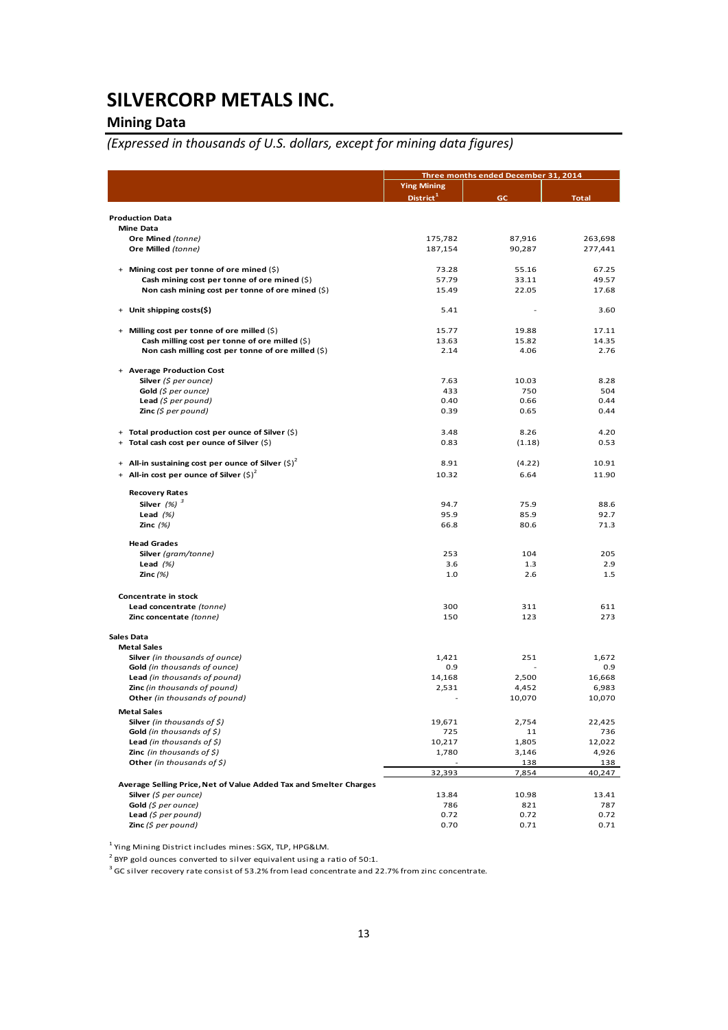# SILVERCORP METALS INC.

## Mining Data

*(Expressed in thousands of U.S. dollars, except for mining data figures)*

| | Three months ended December 31, 2014 | | |
|---|---|---|---|
| | Ying Mining District[1] | GC | Total |
| **Production Data** | | | |
| **Mine Data** | | | |
| **Ore Mined** *(tonne)* | 175,782 | 87,916 | 263,698 |
| **Ore Milled** *(tonne)* | 187,154 | 90,287 | 277,441 |
| + **Mining cost per tonne of ore mined** ($) | 73.28 | 55.16 | 67.25 |
| **Cash mining cost per tonne of ore mined** ($) | 57.79 | 33.11 | 49.57 |
| **Non cash mining cost per tonne of ore mined** ($) | 15.49 | 22.05 | 17.68 |
| + **Unit shipping costs($)** | 5.41 | - | 3.60 |
| + **Milling cost per tonne of ore milled** ($) | 15.77 | 19.88 | 17.11 |
| **Cash milling cost per tonne of ore milled** ($) | 13.63 | 15.82 | 14.35 |
| **Non cash milling cost per tonne of ore milled** ($) | 2.14 | 4.06 | 2.76 |
| + **Average Production Cost** | | | |
| **Silver** *($ per ounce)* | 7.63 | 10.03 | 8.28 |
| **Gold** *($ per ounce)* | 433 | 750 | 504 |
| **Lead** *($ per pound)* | 0.40 | 0.66 | 0.44 |
| **Zinc** *($ per pound)* | 0.39 | 0.65 | 0.44 |
| + **Total production cost per ounce of Silver** ($) | 3.48 | 8.26 | 4.20 |
| + **Total cash cost per ounce of Silver** ($) | 0.83 | (1.18) | 0.53 |
| + **All-in sustaining cost per ounce of Silver** ($)[2] | 8.91 | (4.22) | 10.91 |
| + **All-in cost per ounce of Silver** ($)[2] | 10.32 | 6.64 | 11.90 |
| **Recovery Rates** | | | |
| **Silver** *(%)*[3] | 94.7 | 75.9 | 88.6 |
| **Lead** *(%)* | 95.9 | 85.9 | 92.7 |
| **Zinc** *(%)* | 66.8 | 80.6 | 71.3 |
| **Head Grades** | | | |
| **Silver** *(gram/tonne)* | 253 | 104 | 205 |
| **Lead** *(%)* | 3.6 | 1.3 | 2.9 |
| **Zinc** *(%)* | 1.0 | 2.6 | 1.5 |
| **Concentrate in stock** | | | |
| **Lead concentrate** *(tonne)* | 300 | 311 | 611 |
| **Zinc concentate** *(tonne)* | 150 | 123 | 273 |
| **Sales Data** | | | |
| **Metal Sales** | | | |
| **Silver** *(in thousands of ounce)* | 1,421 | 251 | 1,672 |
| **Gold** *(in thousands of ounce)* | 0.9 | - | 0.9 |
| **Lead** *(in thousands of pound)* | 14,168 | 2,500 | 16,668 |
| **Zinc** *(in thousands of pound)* | 2,531 | 4,452 | 6,983 |
| **Other** *(in thousands of pound)* | - | 10,070 | 10,070 |
| **Metal Sales** | | | |
| **Silver** *(in thousands of $)* | 19,671 | 2,754 | 22,425 |
| **Gold** *(in thousands of $)* | 725 | 11 | 736 |
| **Lead** *(in thousands of $)* | 10,217 | 1,805 | 12,022 |
| **Zinc** *(in thousands of $)* | 1,780 | 3,146 | 4,926 |
| **Other** *(in thousands of $)* | - | 138 | 138 |
| | 32,393 | 7,854 | 40,247 |
| **Average Selling Price, Net of Value Added Tax and Smelter Charges** | | | |
| **Silver** *($ per ounce)* | 13.84 | 10.98 | 13.41 |
| **Gold** *($ per ounce)* | 786 | 821 | 787 |
| **Lead** *($ per pound)* | 0.72 | 0.72 | 0.72 |
| **Zinc** *($ per pound)* | 0.70 | 0.71 | 0.71 |

[1] Ying Mining District includes mines: SGX, TLP, HPG&LM.

[2] BYP gold ounces converted to silver equivalent using a ratio of 50:1.

[3] GC silver recovery rate consist of 53.2% from lead concentrate and 22.7% from zinc concentrate.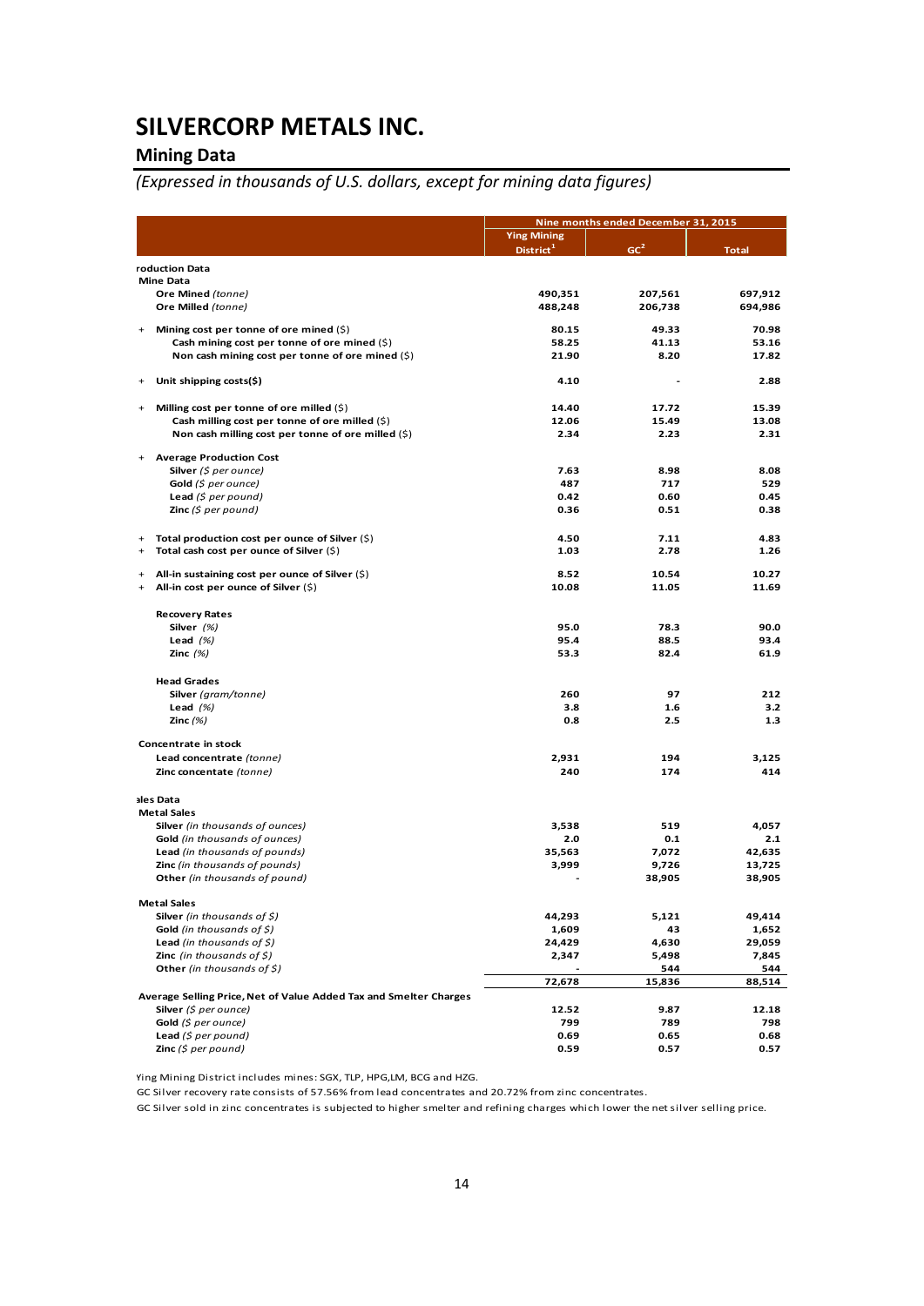# SILVERCORP METALS INC.

## Mining Data

*(Expressed in thousands of U.S. dollars, except for mining data figures)*

| | Nine months ended December 31, 2015 | | |
|---|---|---|---|
| | Ying Mining District[1] | GC[2] | Total |
| **roduction Data** | | | |
| **Mine Data** | | | |
| **Ore Mined** *(tonne)* | 490,351 | 207,561 | 697,912 |
| **Ore Milled** *(tonne)* | 488,248 | 206,738 | 694,986 |
| + **Mining cost per tonne of ore mined** ($) | 80.15 | 49.33 | 70.98 |
| **Cash mining cost per tonne of ore mined** ($) | 58.25 | 41.13 | 53.16 |
| **Non cash mining cost per tonne of ore mined** ($) | 21.90 | 8.20 | 17.82 |
| + **Unit shipping costs($)** | 4.10 | - | 2.88 |
| + **Milling cost per tonne of ore milled** ($) | 14.40 | 17.72 | 15.39 |
| **Cash milling cost per tonne of ore milled** ($) | 12.06 | 15.49 | 13.08 |
| **Non cash milling cost per tonne of ore milled** ($) | 2.34 | 2.23 | 2.31 |
| + **Average Production Cost** | | | |
| **Silver** *($ per ounce)* | 7.63 | 8.98 | 8.08 |
| **Gold** *($ per ounce)* | 487 | 717 | 529 |
| **Lead** *($ per pound)* | 0.42 | 0.60 | 0.45 |
| **Zinc** *($ per pound)* | 0.36 | 0.51 | 0.38 |
| + **Total production cost per ounce of Silver** ($) | 4.50 | 7.11 | 4.83 |
| + **Total cash cost per ounce of Silver** ($) | 1.03 | 2.78 | 1.26 |
| + **All-in sustaining cost per ounce of Silver** ($) | 8.52 | 10.54 | 10.27 |
| + **All-in cost per ounce of Silver** ($) | 10.08 | 11.05 | 11.69 |
| **Recovery Rates** | | | |
| **Silver** *(%)* | 95.0 | 78.3 | 90.0 |
| **Lead** *(%)* | 95.4 | 88.5 | 93.4 |
| **Zinc** *(%)* | 53.3 | 82.4 | 61.9 |
| **Head Grades** | | | |
| **Silver** *(gram/tonne)* | 260 | 97 | 212 |
| **Lead** *(%)* | 3.8 | 1.6 | 3.2 |
| **Zinc** *(%)* | 0.8 | 2.5 | 1.3 |
| **Concentrate in stock** | | | |
| **Lead concentrate** *(tonne)* | 2,931 | 194 | 3,125 |
| **Zinc concentate** *(tonne)* | 240 | 174 | 414 |
| **ales Data** | | | |
| **Metal Sales** | | | |
| **Silver** *(in thousands of ounces)* | 3,538 | 519 | 4,057 |
| **Gold** *(in thousands of ounces)* | 2.0 | 0.1 | 2.1 |
| **Lead** *(in thousands of pounds)* | 35,563 | 7,072 | 42,635 |
| **Zinc** *(in thousands of pounds)* | 3,999 | 9,726 | 13,725 |
| **Other** *(in thousands of pound)* | - | 38,905 | 38,905 |
| **Metal Sales** | | | |
| **Silver** *(in thousands of $)* | 44,293 | 5,121 | 49,414 |
| **Gold** *(in thousands of $)* | 1,609 | 43 | 1,652 |
| **Lead** *(in thousands of $)* | 24,429 | 4,630 | 29,059 |
| **Zinc** *(in thousands of $)* | 2,347 | 5,498 | 7,845 |
| **Other** *(in thousands of $)* | - | 544 | 544 |
| | 72,678 | 15,836 | 88,514 |
| **Average Selling Price, Net of Value Added Tax and Smelter Charges** | | | |
| **Silver** *($ per ounce)* | 12.52 | 9.87 | 12.18 |
| **Gold** *($ per ounce)* | 799 | 789 | 798 |
| **Lead** *($ per pound)* | 0.69 | 0.65 | 0.68 |
| **Zinc** *($ per pound)* | 0.59 | 0.57 | 0.57 |

Ying Mining District includes mines: SGX, TLP, HPG,LM, BCG and HZG.

GC Silver recovery rate consists of 57.56% from lead concentrates and 20.72% from zinc concentrates.

GC Silver sold in zinc concentrates is subjected to higher smelter and refining charges which lower the net silver selling price.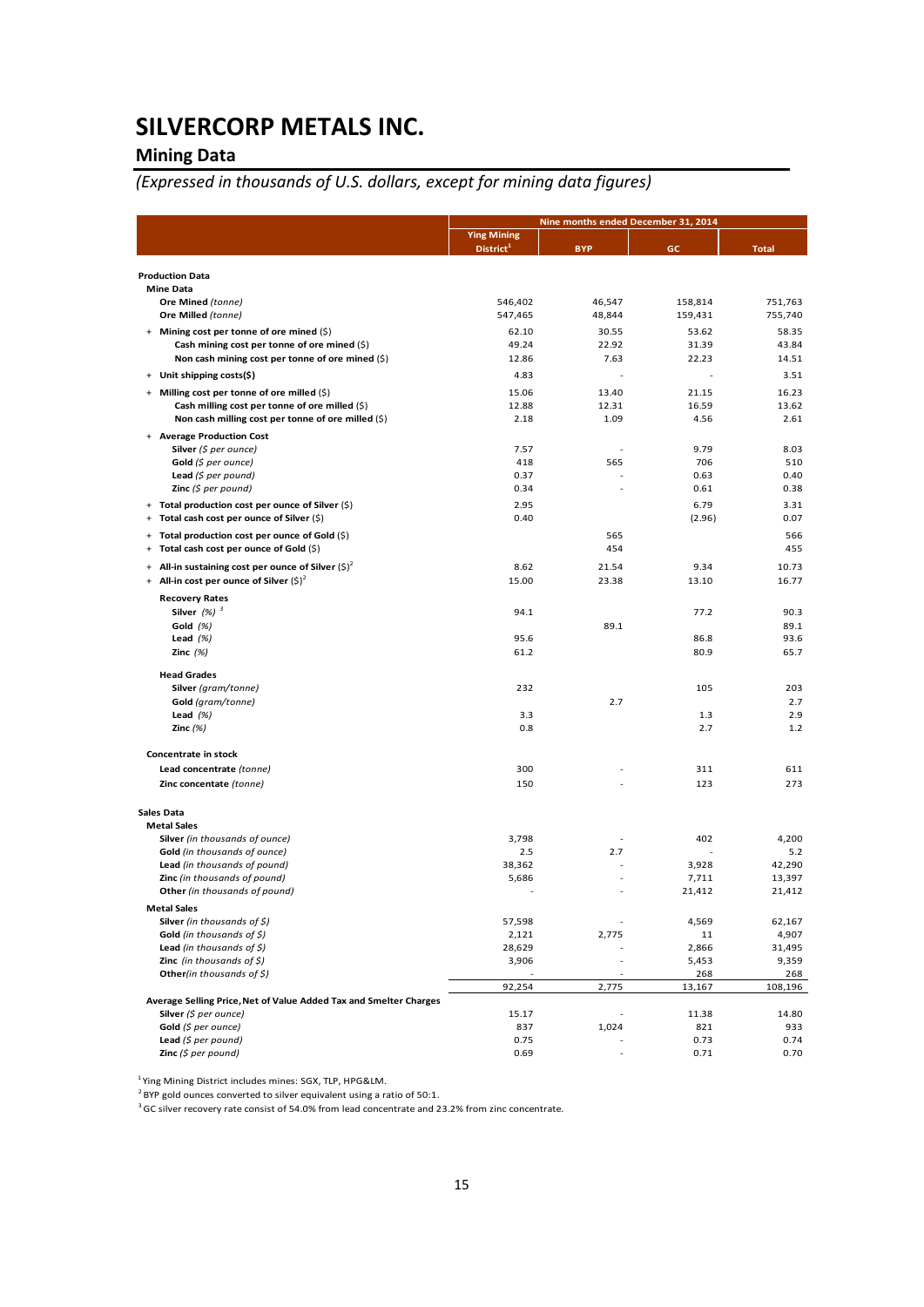# SILVERCORP METALS INC.

## Mining Data

*(Expressed in thousands of U.S. dollars, except for mining data figures)*

| | Nine months ended December 31, 2014 | | | |
|---|---|---|---|---|
| | Ying Mining District[1] | BYP | GC | Total |
| **Production Data** | | | | |
| **Mine Data** | | | | |
| **Ore Mined** *(tonne)* | 546,402 | 46,547 | 158,814 | 751,763 |
| **Ore Milled** *(tonne)* | 547,465 | 48,844 | 159,431 | 755,740 |
| + **Mining cost per tonne of ore mined** ($) | 62.10 | 30.55 | 53.62 | 58.35 |
| **Cash mining cost per tonne of ore mined** ($) | 49.24 | 22.92 | 31.39 | 43.84 |
| **Non cash mining cost per tonne of ore mined** ($) | 12.86 | 7.63 | 22.23 | 14.51 |
| + **Unit shipping costs($)** | 4.83 | - | - | 3.51 |
| + **Milling cost per tonne of ore milled** ($) | 15.06 | 13.40 | 21.15 | 16.23 |
| **Cash milling cost per tonne of ore milled** ($) | 12.88 | 12.31 | 16.59 | 13.62 |
| **Non cash milling cost per tonne of ore milled** ($) | 2.18 | 1.09 | 4.56 | 2.61 |
| + **Average Production Cost** | | | | |
| **Silver** *($ per ounce)* | 7.57 | - | 9.79 | 8.03 |
| **Gold** *($ per ounce)* | 418 | 565 | 706 | 510 |
| **Lead** *($ per pound)* | 0.37 | - | 0.63 | 0.40 |
| **Zinc** *($ per pound)* | 0.34 | - | 0.61 | 0.38 |
| + **Total production cost per ounce of Silver** ($) | 2.95 | | 6.79 | 3.31 |
| + **Total cash cost per ounce of Silver** ($) | 0.40 | | (2.96) | 0.07 |
| + **Total production cost per ounce of Gold** ($) | | 565 | | 566 |
| + **Total cash cost per ounce of Gold** ($) | | 454 | | 455 |
| + **All-in sustaining cost per ounce of Silver** ($)[2] | 8.62 | 21.54 | 9.34 | 10.73 |
| + **All-in cost per ounce of Silver** ($)[2] | 15.00 | 23.38 | 13.10 | 16.77 |
| **Recovery Rates** | | | | |
| **Silver** *(%)*[3] | 94.1 | | 77.2 | 90.3 |
| **Gold** *(%)* | | 89.1 | | 89.1 |
| **Lead** *(%)* | 95.6 | | 86.8 | 93.6 |
| **Zinc** *(%)* | 61.2 | | 80.9 | 65.7 |
| **Head Grades** | | | | |
| **Silver** *(gram/tonne)* | 232 | | 105 | 203 |
| **Gold** *(gram/tonne)* | | 2.7 | | 2.7 |
| **Lead** *(%)* | 3.3 | | 1.3 | 2.9 |
| **Zinc** *(%)* | 0.8 | | 2.7 | 1.2 |
| **Concentrate in stock** | | | | |
| **Lead concentrate** *(tonne)* | 300 | - | 311 | 611 |
| **Zinc concentate** *(tonne)* | 150 | - | 123 | 273 |
| **Sales Data** | | | | |
| **Metal Sales** | | | | |
| **Silver** *(in thousands of ounce)* | 3,798 | - | 402 | 4,200 |
| **Gold** *(in thousands of ounce)* | 2.5 | 2.7 | - | 5.2 |
| **Lead** *(in thousands of pound)* | 38,362 | - | 3,928 | 42,290 |
| **Zinc** *(in thousands of pound)* | 5,686 | - | 7,711 | 13,397 |
| **Other** *(in thousands of pound)* | - | - | 21,412 | 21,412 |
| **Metal Sales** | | | | |
| **Silver** *(in thousands of $)* | 57,598 | - | 4,569 | 62,167 |
| **Gold** *(in thousands of $)* | 2,121 | 2,775 | 11 | 4,907 |
| **Lead** *(in thousands of $)* | 28,629 | - | 2,866 | 31,495 |
| **Zinc** *(in thousands of $)* | 3,906 | - | 5,453 | 9,359 |
| **Other***(in thousands of $)* | - | - | 268 | 268 |
| | 92,254 | 2,775 | 13,167 | 108,196 |
| **Average Selling Price, Net of Value Added Tax and Smelter Charges** | | | | |
| **Silver** *($ per ounce)* | 15.17 | - | 11.38 | 14.80 |
| **Gold** *($ per ounce)* | 837 | 1,024 | 821 | 933 |
| **Lead** *($ per pound)* | 0.75 | - | 0.73 | 0.74 |
| **Zinc** *($ per pound)* | 0.69 | - | 0.71 | 0.70 |

[1] Ying Mining District includes mines: SGX, TLP, HPG&LM.

[2] BYP gold ounces converted to silver equivalent using a ratio of 50:1.

[3] GC silver recovery rate consist of 54.0% from lead concentrate and 23.2% from zinc concentrate.